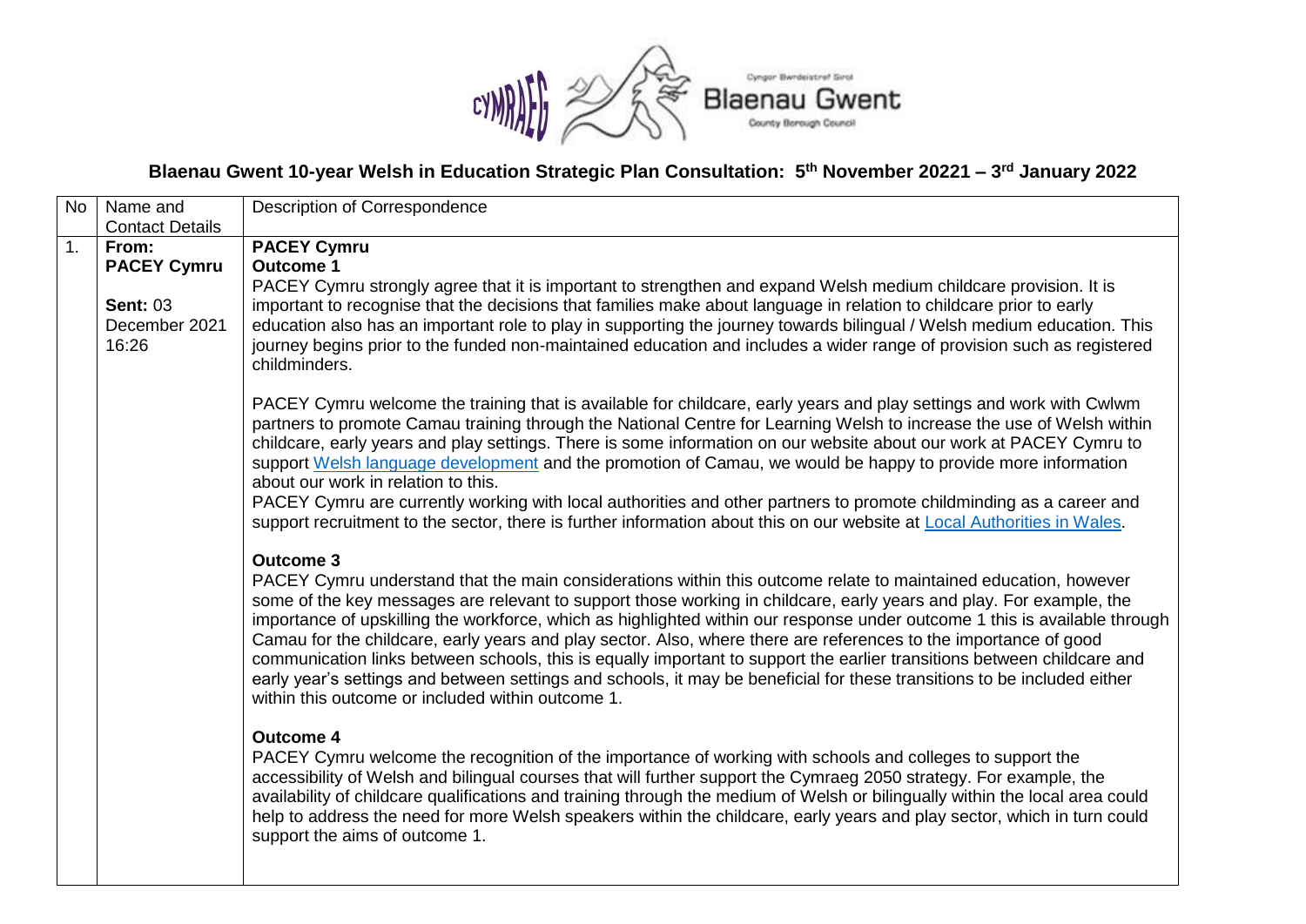# Blaenau Gwent 10-year Welsh in Education Strategic Plan Consultation: 5th November 20221 – 3rd January 2022

| No | Name and Contact Details | Description of Correspondence |
|---|---|---|
| 1. | **From: PACEY Cymru**<br><br>**Sent:** 03 December 2021 16:26 | **PACEY Cymru**<br>**Outcome 1**<br>PACEY Cymru strongly agree that it is important to strengthen and expand Welsh medium childcare provision. It is important to recognise that the decisions that families make about language in relation to childcare prior to early education also has an important role to play in supporting the journey towards bilingual / Welsh medium education. This journey begins prior to the funded non-maintained education and includes a wider range of provision such as registered childminders.<br><br>PACEY Cymru welcome the training that is available for childcare, early years and play settings and work with Cwlwm partners to promote Camau training through the National Centre for Learning Welsh to increase the use of Welsh within childcare, early years and play settings. There is some information on our website about our work at PACEY Cymru to support Welsh language development and the promotion of Camau, we would be happy to provide more information about our work in relation to this.<br>PACEY Cymru are currently working with local authorities and other partners to promote childminding as a career and support recruitment to the sector, there is further information about this on our website at Local Authorities in Wales.<br><br>**Outcome 3**<br>PACEY Cymru understand that the main considerations within this outcome relate to maintained education, however some of the key messages are relevant to support those working in childcare, early years and play. For example, the importance of upskilling the workforce, which as highlighted within our response under outcome 1 this is available through Camau for the childcare, early years and play sector. Also, where there are references to the importance of good communication links between schools, this is equally important to support the earlier transitions between childcare and early year's settings and between settings and schools, it may be beneficial for these transitions to be included either within this outcome or included within outcome 1.<br><br>**Outcome 4**<br>PACEY Cymru welcome the recognition of the importance of working with schools and colleges to support the accessibility of Welsh and bilingual courses that will further support the Cymraeg 2050 strategy. For example, the availability of childcare qualifications and training through the medium of Welsh or bilingually within the local area could help to address the need for more Welsh speakers within the childcare, early years and play sector, which in turn could support the aims of outcome 1. |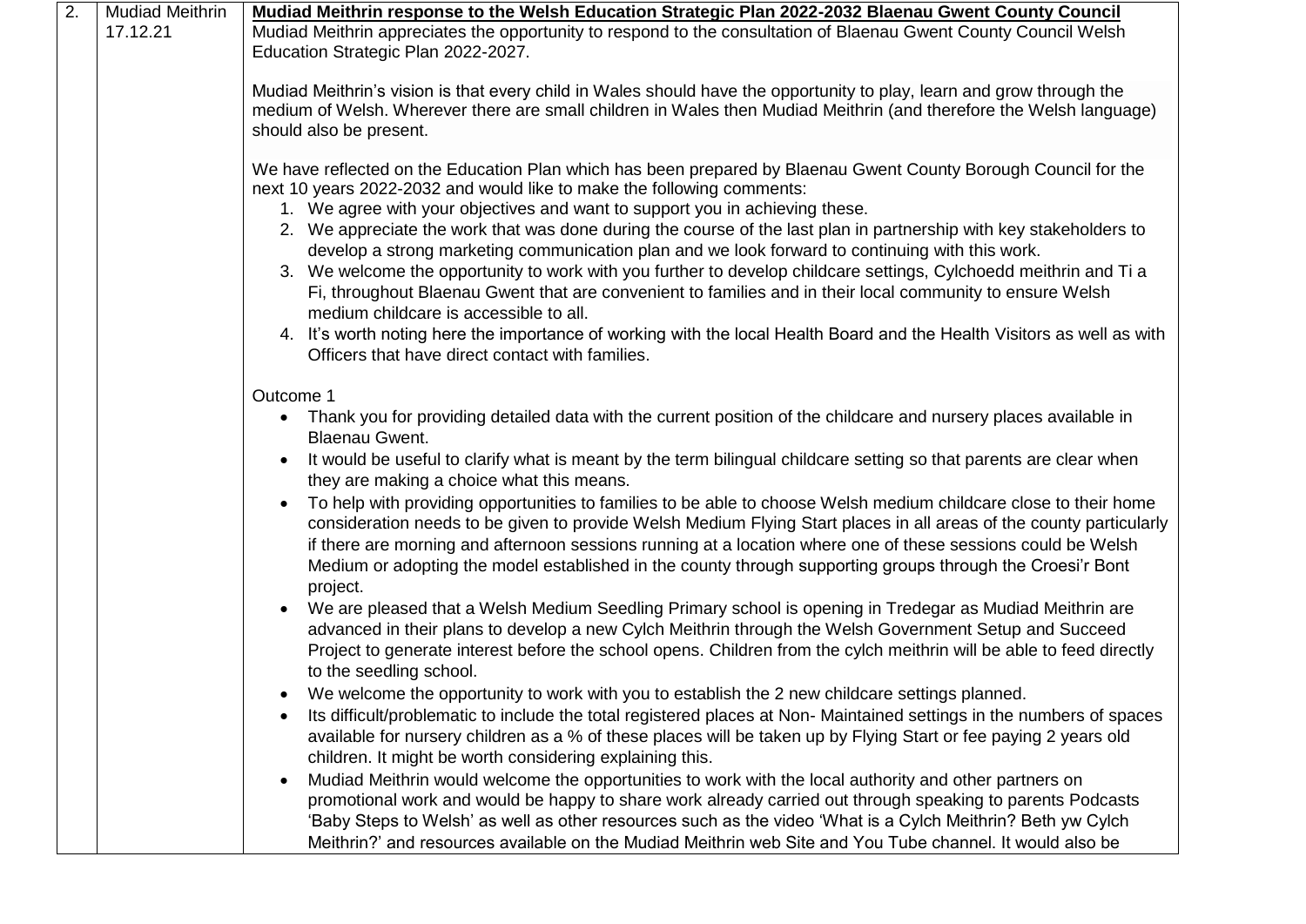| 2. | Mudiad Meithrin 17.12.21 | **Mudiad Meithrin response to the Welsh Education Strategic Plan 2022-2032 Blaenau Gwent County Council**<br>Mudiad Meithrin appreciates the opportunity to respond to the consultation of Blaenau Gwent County Council Welsh Education Strategic Plan 2022-2027.<br><br>Mudiad Meithrin's vision is that every child in Wales should have the opportunity to play, learn and grow through the medium of Welsh. Wherever there are small children in Wales then Mudiad Meithrin (and therefore the Welsh language) should also be present.<br><br>We have reflected on the Education Plan which has been prepared by Blaenau Gwent County Borough Council for the next 10 years 2022-2032 and would like to make the following comments:<br>1. We agree with your objectives and want to support you in achieving these.<br>2. We appreciate the work that was done during the course of the last plan in partnership with key stakeholders to develop a strong marketing communication plan and we look forward to continuing with this work.<br>3. We welcome the opportunity to work with you further to develop childcare settings, Cylchoedd meithrin and Ti a Fi, throughout Blaenau Gwent that are convenient to families and in their local community to ensure Welsh medium childcare is accessible to all.<br>4. It's worth noting here the importance of working with the local Health Board and the Health Visitors as well as with Officers that have direct contact with families.<br><br>Outcome 1<br>• Thank you for providing detailed data with the current position of the childcare and nursery places available in Blaenau Gwent.<br>• It would be useful to clarify what is meant by the term bilingual childcare setting so that parents are clear when they are making a choice what this means.<br>• To help with providing opportunities to families to be able to choose Welsh medium childcare close to their home consideration needs to be given to provide Welsh Medium Flying Start places in all areas of the county particularly if there are morning and afternoon sessions running at a location where one of these sessions could be Welsh Medium or adopting the model established in the county through supporting groups through the Croesi'r Bont project.<br>• We are pleased that a Welsh Medium Seedling Primary school is opening in Tredegar as Mudiad Meithrin are advanced in their plans to develop a new Cylch Meithrin through the Welsh Government Setup and Succeed Project to generate interest before the school opens. Children from the cylch meithrin will be able to feed directly to the seedling school.<br>• We welcome the opportunity to work with you to establish the 2 new childcare settings planned.<br>• Its difficult/problematic to include the total registered places at Non- Maintained settings in the numbers of spaces available for nursery children as a % of these places will be taken up by Flying Start or fee paying 2 years old children. It might be worth considering explaining this.<br>• Mudiad Meithrin would welcome the opportunities to work with the local authority and other partners on promotional work and would be happy to share work already carried out through speaking to parents Podcasts 'Baby Steps to Welsh' as well as other resources such as the video 'What is a Cylch Meithrin? Beth yw Cylch Meithrin?' and resources available on the Mudiad Meithrin web Site and You Tube channel. It would also be |
|---|---|---|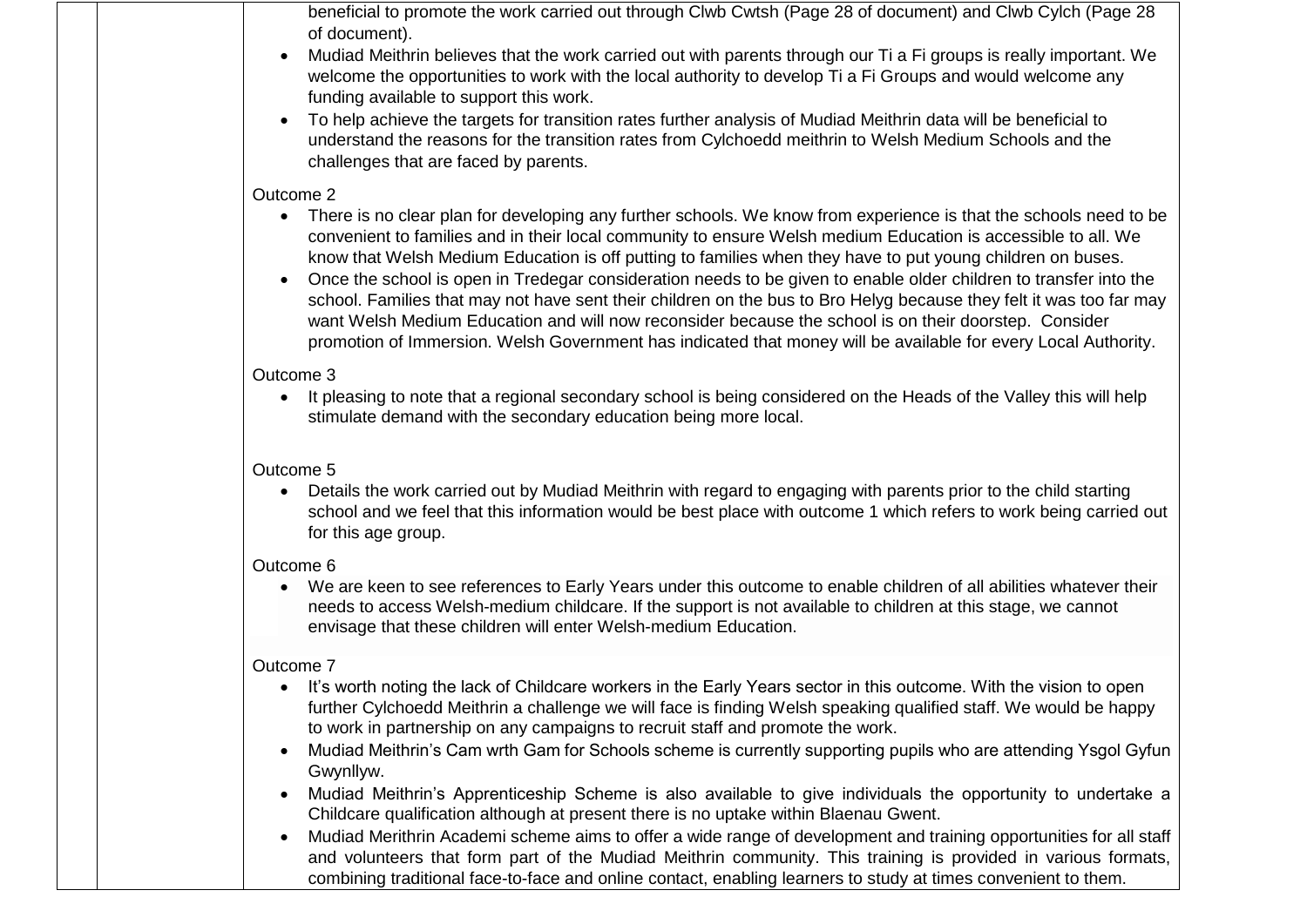| | | |
|---|---|---|
| | | beneficial to promote the work carried out through Clwb Cwtsh (Page 28 of document) and Clwb Cylch (Page 28 of document).<br>• Mudiad Meithrin believes that the work carried out with parents through our Ti a Fi groups is really important. We welcome the opportunities to work with the local authority to develop Ti a Fi Groups and would welcome any funding available to support this work.<br>• To help achieve the targets for transition rates further analysis of Mudiad Meithrin data will be beneficial to understand the reasons for the transition rates from Cylchoedd meithrin to Welsh Medium Schools and the challenges that are faced by parents.<br><br>Outcome 2<br>• There is no clear plan for developing any further schools. We know from experience is that the schools need to be convenient to families and in their local community to ensure Welsh medium Education is accessible to all. We know that Welsh Medium Education is off putting to families when they have to put young children on buses.<br>• Once the school is open in Tredegar consideration needs to be given to enable older children to transfer into the school. Families that may not have sent their children on the bus to Bro Helyg because they felt it was too far may want Welsh Medium Education and will now reconsider because the school is on their doorstep. Consider promotion of Immersion. Welsh Government has indicated that money will be available for every Local Authority.<br><br>Outcome 3<br>• It pleasing to note that a regional secondary school is being considered on the Heads of the Valley this will help stimulate demand with the secondary education being more local.<br><br>Outcome 5<br>• Details the work carried out by Mudiad Meithrin with regard to engaging with parents prior to the child starting school and we feel that this information would be best place with outcome 1 which refers to work being carried out for this age group.<br><br>Outcome 6<br>• We are keen to see references to Early Years under this outcome to enable children of all abilities whatever their needs to access Welsh-medium childcare. If the support is not available to children at this stage, we cannot envisage that these children will enter Welsh-medium Education.<br><br>Outcome 7<br>• It's worth noting the lack of Childcare workers in the Early Years sector in this outcome. With the vision to open further Cylchoedd Meithrin a challenge we will face is finding Welsh speaking qualified staff. We would be happy to work in partnership on any campaigns to recruit staff and promote the work.<br>• Mudiad Meithrin's Cam wrth Gam for Schools scheme is currently supporting pupils who are attending Ysgol Gyfun Gwynllyw.<br>• Mudiad Meithrin's Apprenticeship Scheme is also available to give individuals the opportunity to undertake a Childcare qualification although at present there is no uptake within Blaenau Gwent.<br>• Mudiad Merithrin Academi scheme aims to offer a wide range of development and training opportunities for all staff and volunteers that form part of the Mudiad Meithrin community. This training is provided in various formats, combining traditional face-to-face and online contact, enabling learners to study at times convenient to them. |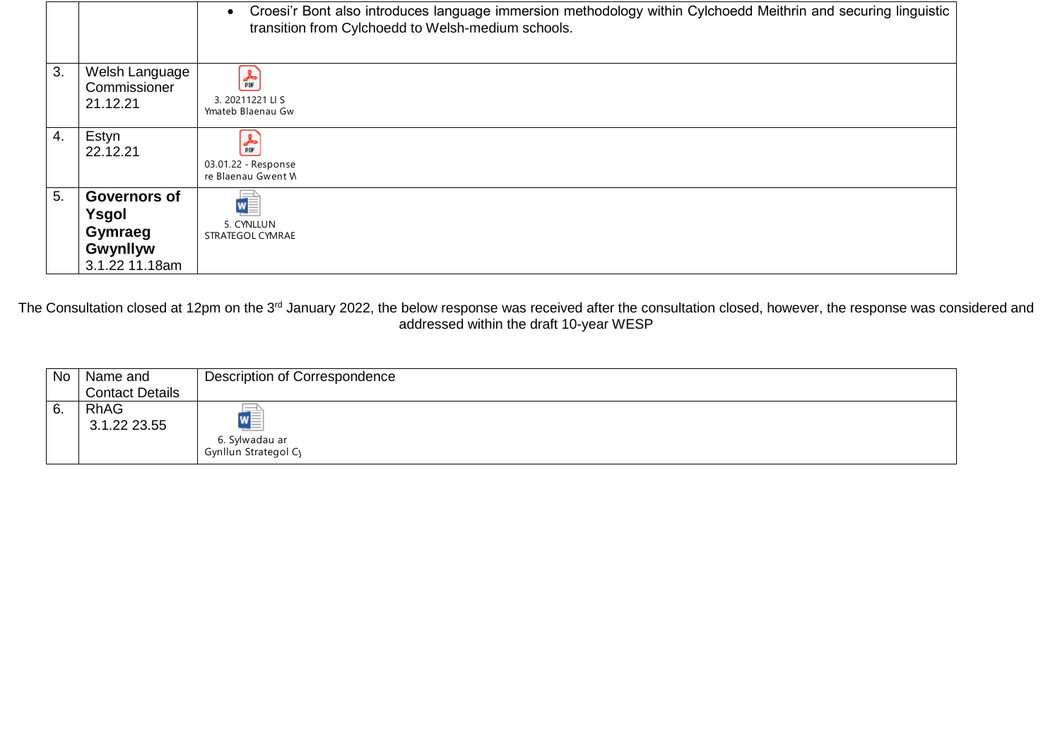| | | |
|---|---|---|
| | | • Croesi'r Bont also introduces language immersion methodology within Cylchoedd Meithrin and securing linguistic transition from Cylchoedd to Welsh-medium schools. |
| 3. | Welsh Language Commissioner 21.12.21 | 3. 20211221 Ll S Ymateb Blaenau Gw |
| 4. | Estyn 22.12.21 | 03.01.22 - Response re Blaenau Gwent W |
| 5. | **Governors of Ysgol Gymraeg Gwynllyw** 3.1.22 11.18am | 5. CYNLLUN STRATEGOL CYMRAE |

The Consultation closed at 12pm on the 3rd January 2022, the below response was received after the consultation closed, however, the response was considered and addressed within the draft 10-year WESP

| No | Name and Contact Details | Description of Correspondence |
|---|---|---|
| 6. | RhAG 3.1.22 23.55 | 6. Sylwadau ar Gynllun Strategol Cy |